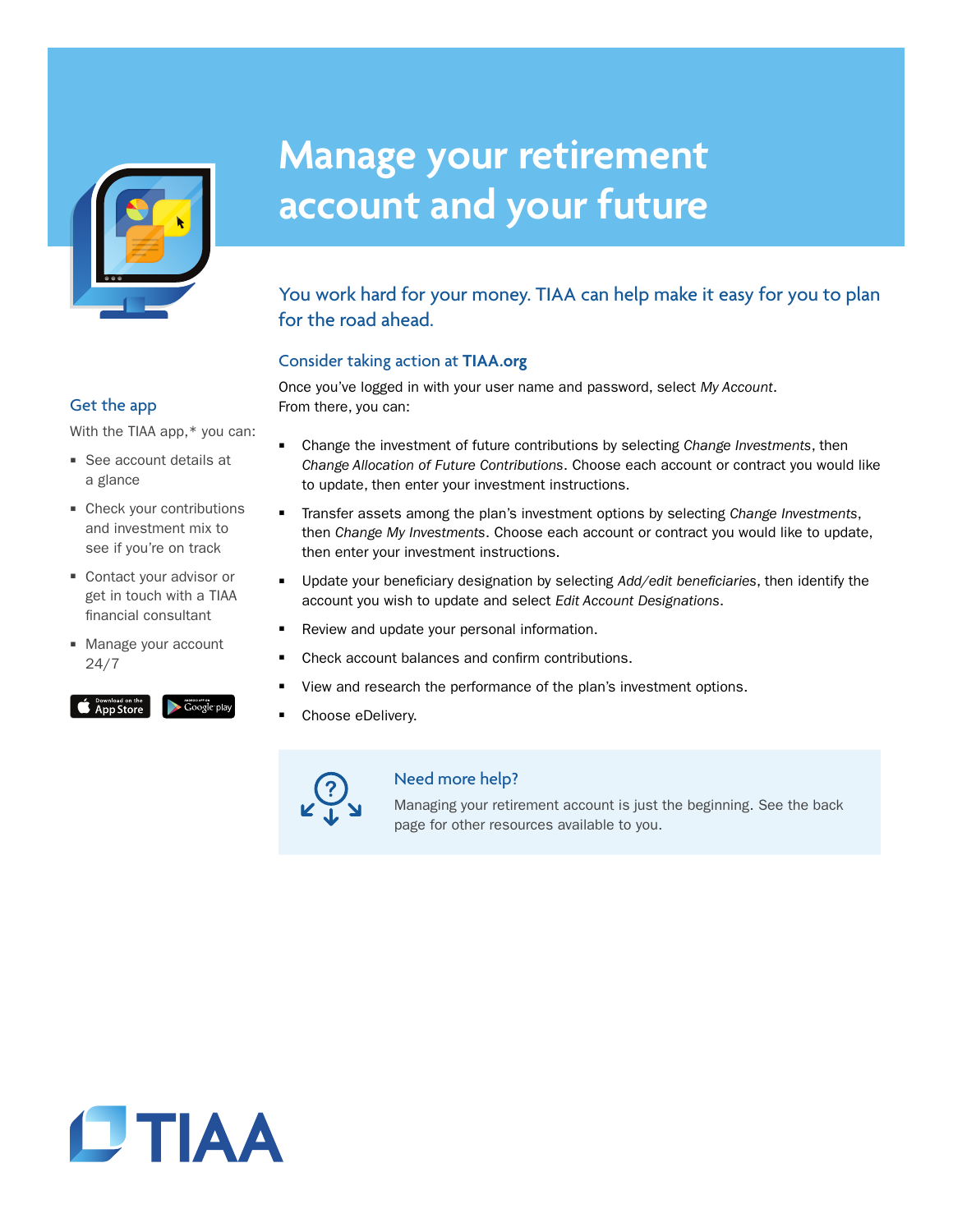# Manage your retirement account and your future

## You work hard for your money. TIAA can help make it easy for you to plan for the road ahead.

### Consider taking action at **TIAA.org**

Once you've logged in with your user name and password, select *My Account*. From there, you can:

- Change the investment of future contributions by selecting *Change Investments*, then *Change Allocation of Future Contributions*. Choose each account or contract you would like to update, then enter your investment instructions.
- Transfer assets among the plan's investment options by selecting *Change Investments*, then *Change My Investments*. Choose each account or contract you would like to update, then enter your investment instructions.
- Update your beneficiary designation by selecting *Add/edit beneficiaries*, then identify the account you wish to update and select *Edit Account Designations*.
- Review and update your personal information.
- Check account balances and confirm contributions.
- View and research the performance of the plan's investment options.
- Choose eDelivery.

### Need more help?

Managing your retirement account is just the beginning. See the back page for other resources available to you.

### Get the app

With the TIAA app,* you can:

- See account details at a glance
- Check your contributions and investment mix to see if you're on track
- Contact your advisor or get in touch with a TIAA financial consultant
- Manage your account 24/7

Download on the App Store | Android App on Google play

TIAA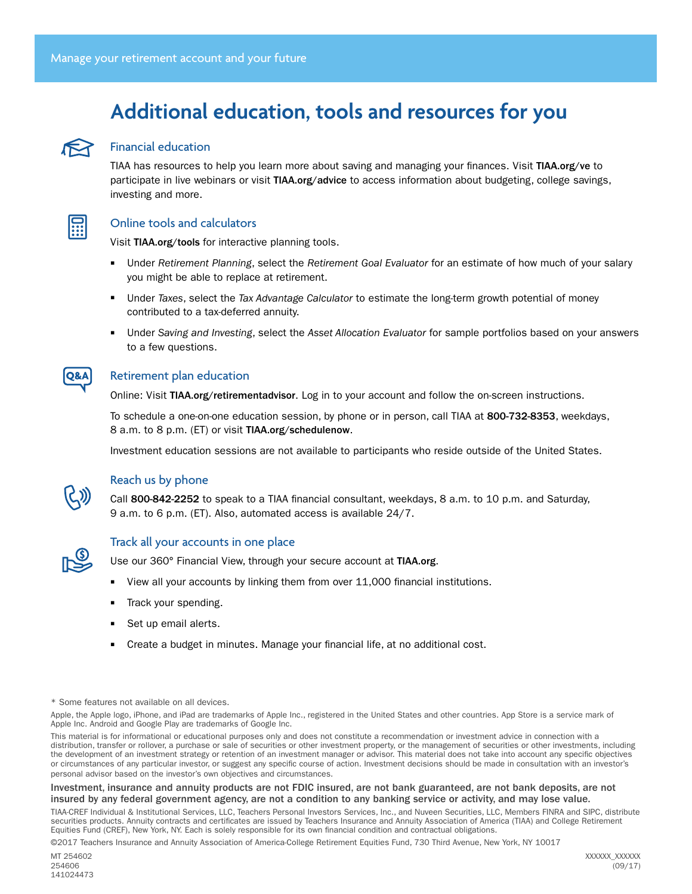Manage your retirement account and your future

# Additional education, tools and resources for you

## Financial education

TIAA has resources to help you learn more about saving and managing your finances. Visit **TIAA.org/ve** to participate in live webinars or visit **TIAA.org/advice** to access information about budgeting, college savings, investing and more.

## Online tools and calculators

Visit **TIAA.org/tools** for interactive planning tools.

- Under *Retirement Planning*, select the *Retirement Goal Evaluator* for an estimate of how much of your salary you might be able to replace at retirement.
- Under *Taxes*, select the *Tax Advantage Calculator* to estimate the long-term growth potential of money contributed to a tax-deferred annuity.
- Under *Saving and Investing*, select the *Asset Allocation Evaluator* for sample portfolios based on your answers to a few questions.

## Retirement plan education

Online: Visit **TIAA.org/retirementadvisor**. Log in to your account and follow the on-screen instructions.

To schedule a one-on-one education session, by phone or in person, call TIAA at **800-732-8353**, weekdays, 8 a.m. to 8 p.m. (ET) or visit **TIAA.org/schedulenow**.

Investment education sessions are not available to participants who reside outside of the United States.

## Reach us by phone

Call **800-842-2252** to speak to a TIAA financial consultant, weekdays, 8 a.m. to 10 p.m. and Saturday, 9 a.m. to 6 p.m. (ET). Also, automated access is available 24/7.

## Track all your accounts in one place

Use our 360° Financial View, through your secure account at **TIAA.org**.

- View all your accounts by linking them from over 11,000 financial institutions.
- Track your spending.
- Set up email alerts.
- Create a budget in minutes. Manage your financial life, at no additional cost.

\* Some features not available on all devices.

Apple, the Apple logo, iPhone, and iPad are trademarks of Apple Inc., registered in the United States and other countries. App Store is a service mark of Apple Inc. Android and Google Play are trademarks of Google Inc.

This material is for informational or educational purposes only and does not constitute a recommendation or investment advice in connection with a distribution, transfer or rollover, a purchase or sale of securities or other investment property, or the management of securities or other investments, including the development of an investment strategy or retention of an investment manager or advisor. This material does not take into account any specific objectives or circumstances of any particular investor, or suggest any specific course of action. Investment decisions should be made in consultation with an investor's personal advisor based on the investor's own objectives and circumstances.

**Investment, insurance and annuity products are not FDIC insured, are not bank guaranteed, are not bank deposits, are not insured by any federal government agency, are not a condition to any banking service or activity, and may lose value.**

TIAA-CREF Individual & Institutional Services, LLC, Teachers Personal Investors Services, Inc., and Nuveen Securities, LLC, Members FINRA and SIPC, distribute securities products. Annuity contracts and certificates are issued by Teachers Insurance and Annuity Association of America (TIAA) and College Retirement Equities Fund (CREF), New York, NY. Each is solely responsible for its own financial condition and contractual obligations.

©2017 Teachers Insurance and Annuity Association of America-College Retirement Equities Fund, 730 Third Avenue, New York, NY 10017

MT 254602
254606
141024473

XXXXXX_XXXXXX
(09/17)